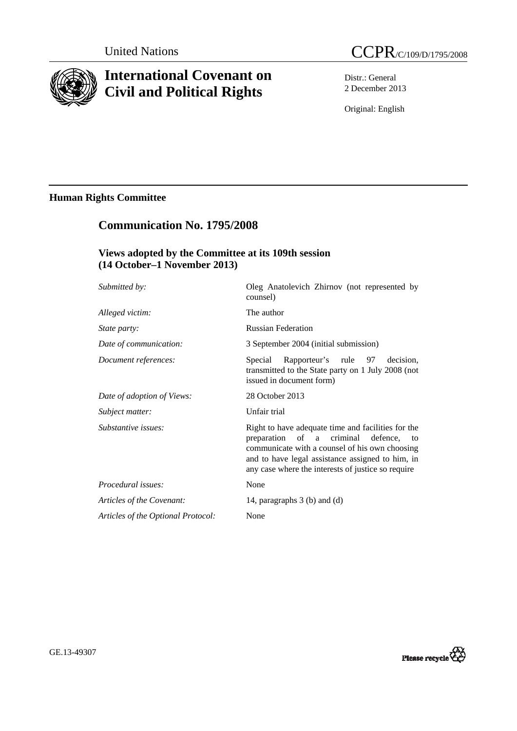United Nations

# CCPR/C/109/D/1795/2008

# International Covenant on Civil and Political Rights

Distr.: General
2 December 2013

Original: English

## Human Rights Committee

## Communication No. 1795/2008

### Views adopted by the Committee at its 109th session (14 October–1 November 2013)

| | |
|---|---|
| *Submitted by:* | Oleg Anatolevich Zhirnov (not represented by counsel) |
| *Alleged victim:* | The author |
| *State party:* | Russian Federation |
| *Date of communication:* | 3 September 2004 (initial submission) |
| *Document references:* | Special Rapporteur's rule 97 decision, transmitted to the State party on 1 July 2008 (not issued in document form) |
| *Date of adoption of Views:* | 28 October 2013 |
| *Subject matter:* | Unfair trial |
| *Substantive issues:* | Right to have adequate time and facilities for the preparation of a criminal defence, to communicate with a counsel of his own choosing and to have legal assistance assigned to him, in any case where the interests of justice so require |
| *Procedural issues:* | None |
| *Articles of the Covenant:* | 14, paragraphs 3 (b) and (d) |
| *Articles of the Optional Protocol:* | None |

GE.13-49307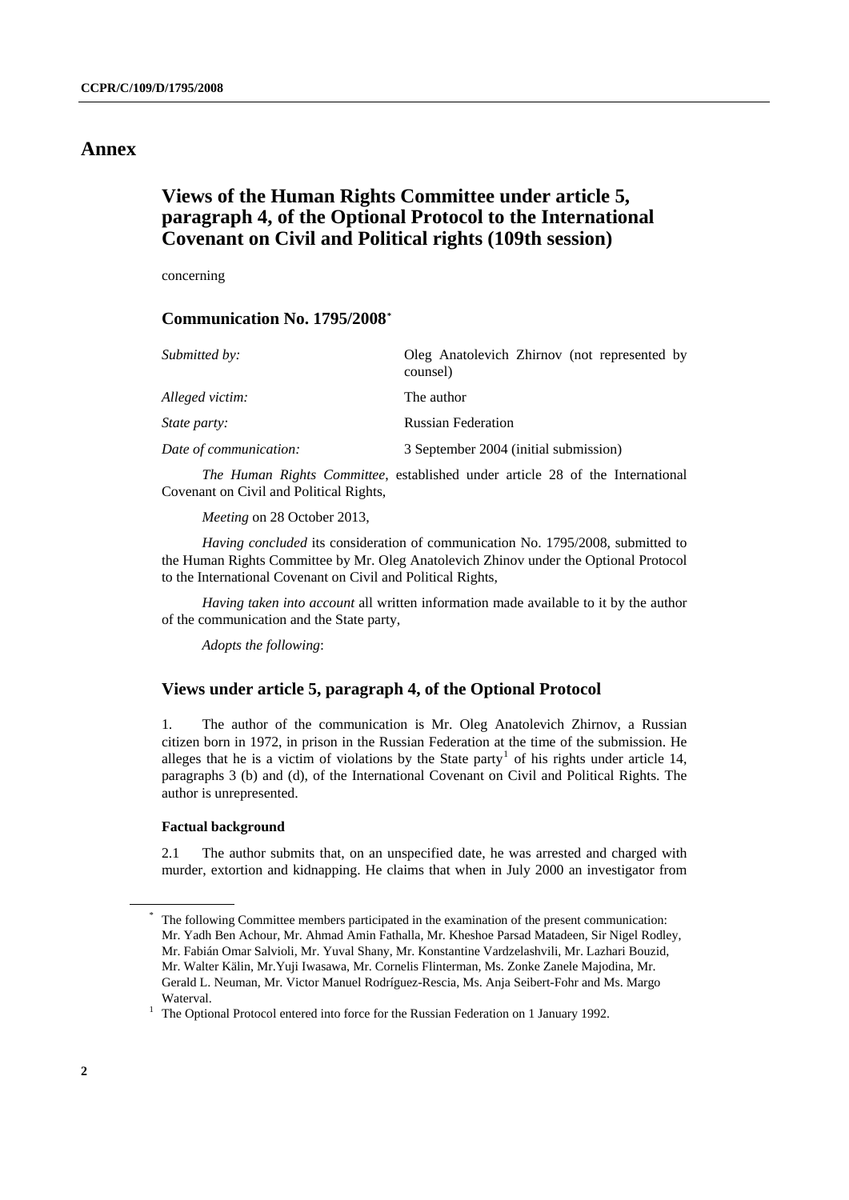# Annex

## Views of the Human Rights Committee under article 5, paragraph 4, of the Optional Protocol to the International Covenant on Civil and Political rights (109th session)

concerning

### Communication No. 1795/2008*

| | |
|---|---|
| *Submitted by:* | Oleg Anatolevich Zhirnov (not represented by counsel) |
| *Alleged victim:* | The author |
| *State party:* | Russian Federation |
| *Date of communication:* | 3 September 2004 (initial submission) |

*The Human Rights Committee*, established under article 28 of the International Covenant on Civil and Political Rights,

*Meeting* on 28 October 2013,

*Having concluded* its consideration of communication No. 1795/2008, submitted to the Human Rights Committee by Mr. Oleg Anatolevich Zhinov under the Optional Protocol to the International Covenant on Civil and Political Rights,

*Having taken into account* all written information made available to it by the author of the communication and the State party,

*Adopts the following*:

### Views under article 5, paragraph 4, of the Optional Protocol

1. The author of the communication is Mr. Oleg Anatolevich Zhirnov, a Russian citizen born in 1972, in prison in the Russian Federation at the time of the submission. He alleges that he is a victim of violations by the State party[1] of his rights under article 14, paragraphs 3 (b) and (d), of the International Covenant on Civil and Political Rights. The author is unrepresented.

#### Factual background

2.1 The author submits that, on an unspecified date, he was arrested and charged with murder, extortion and kidnapping. He claims that when in July 2000 an investigator from

---

* The following Committee members participated in the examination of the present communication: Mr. Yadh Ben Achour, Mr. Ahmad Amin Fathalla, Mr. Kheshoe Parsad Matadeen, Sir Nigel Rodley, Mr. Fabián Omar Salvioli, Mr. Yuval Shany, Mr. Konstantine Vardzelashvili, Mr. Lazhari Bouzid, Mr. Walter Kälin, Mr.Yuji Iwasawa, Mr. Cornelis Flinterman, Ms. Zonke Zanele Majodina, Mr. Gerald L. Neuman, Mr. Victor Manuel Rodríguez-Rescia, Ms. Anja Seibert-Fohr and Ms. Margo Waterval.

[1] The Optional Protocol entered into force for the Russian Federation on 1 January 1992.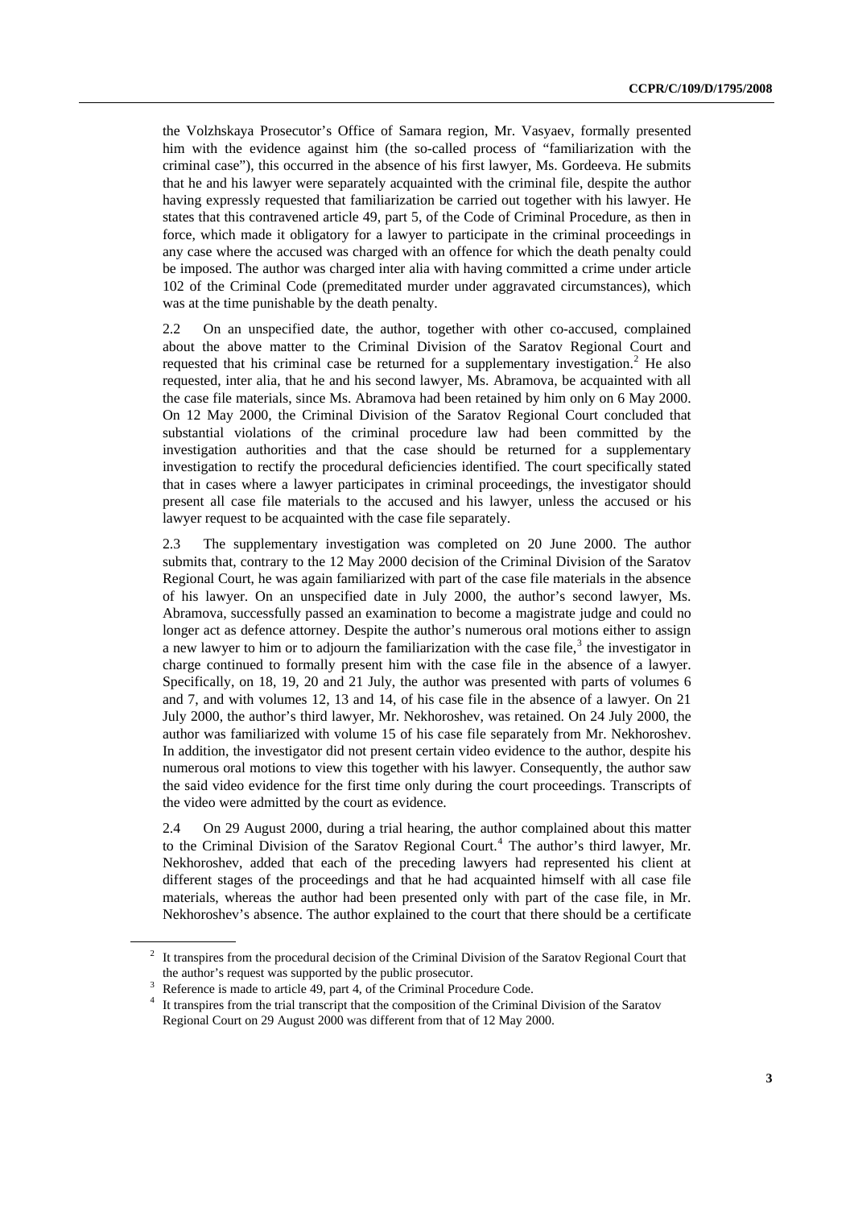the Volzhskaya Prosecutor's Office of Samara region, Mr. Vasyaev, formally presented him with the evidence against him (the so-called process of "familiarization with the criminal case"), this occurred in the absence of his first lawyer, Ms. Gordeeva. He submits that he and his lawyer were separately acquainted with the criminal file, despite the author having expressly requested that familiarization be carried out together with his lawyer. He states that this contravened article 49, part 5, of the Code of Criminal Procedure, as then in force, which made it obligatory for a lawyer to participate in the criminal proceedings in any case where the accused was charged with an offence for which the death penalty could be imposed. The author was charged inter alia with having committed a crime under article 102 of the Criminal Code (premeditated murder under aggravated circumstances), which was at the time punishable by the death penalty.

2.2 On an unspecified date, the author, together with other co-accused, complained about the above matter to the Criminal Division of the Saratov Regional Court and requested that his criminal case be returned for a supplementary investigation.[2] He also requested, inter alia, that he and his second lawyer, Ms. Abramova, be acquainted with all the case file materials, since Ms. Abramova had been retained by him only on 6 May 2000. On 12 May 2000, the Criminal Division of the Saratov Regional Court concluded that substantial violations of the criminal procedure law had been committed by the investigation authorities and that the case should be returned for a supplementary investigation to rectify the procedural deficiencies identified. The court specifically stated that in cases where a lawyer participates in criminal proceedings, the investigator should present all case file materials to the accused and his lawyer, unless the accused or his lawyer request to be acquainted with the case file separately.

2.3 The supplementary investigation was completed on 20 June 2000. The author submits that, contrary to the 12 May 2000 decision of the Criminal Division of the Saratov Regional Court, he was again familiarized with part of the case file materials in the absence of his lawyer. On an unspecified date in July 2000, the author's second lawyer, Ms. Abramova, successfully passed an examination to become a magistrate judge and could no longer act as defence attorney. Despite the author's numerous oral motions either to assign a new lawyer to him or to adjourn the familiarization with the case file,[3] the investigator in charge continued to formally present him with the case file in the absence of a lawyer. Specifically, on 18, 19, 20 and 21 July, the author was presented with parts of volumes 6 and 7, and with volumes 12, 13 and 14, of his case file in the absence of a lawyer. On 21 July 2000, the author's third lawyer, Mr. Nekhoroshev, was retained. On 24 July 2000, the author was familiarized with volume 15 of his case file separately from Mr. Nekhoroshev. In addition, the investigator did not present certain video evidence to the author, despite his numerous oral motions to view this together with his lawyer. Consequently, the author saw the said video evidence for the first time only during the court proceedings. Transcripts of the video were admitted by the court as evidence.

2.4 On 29 August 2000, during a trial hearing, the author complained about this matter to the Criminal Division of the Saratov Regional Court.[4] The author's third lawyer, Mr. Nekhoroshev, added that each of the preceding lawyers had represented his client at different stages of the proceedings and that he had acquainted himself with all case file materials, whereas the author had been presented only with part of the case file, in Mr. Nekhoroshev's absence. The author explained to the court that there should be a certificate

---

[2] It transpires from the procedural decision of the Criminal Division of the Saratov Regional Court that the author's request was supported by the public prosecutor.

[3] Reference is made to article 49, part 4, of the Criminal Procedure Code.

[4] It transpires from the trial transcript that the composition of the Criminal Division of the Saratov Regional Court on 29 August 2000 was different from that of 12 May 2000.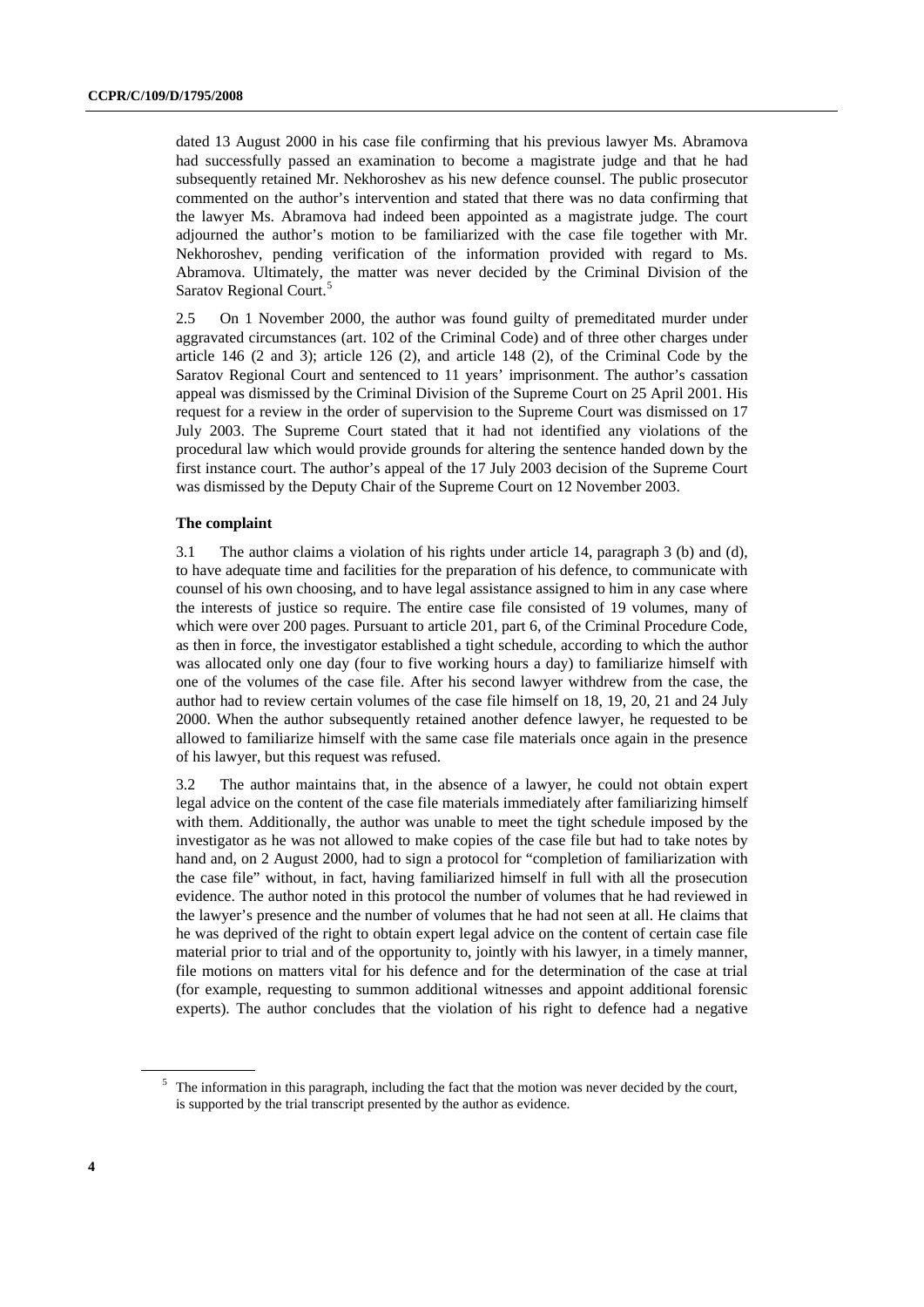dated 13 August 2000 in his case file confirming that his previous lawyer Ms. Abramova had successfully passed an examination to become a magistrate judge and that he had subsequently retained Mr. Nekhoroshev as his new defence counsel. The public prosecutor commented on the author's intervention and stated that there was no data confirming that the lawyer Ms. Abramova had indeed been appointed as a magistrate judge. The court adjourned the author's motion to be familiarized with the case file together with Mr. Nekhoroshev, pending verification of the information provided with regard to Ms. Abramova. Ultimately, the matter was never decided by the Criminal Division of the Saratov Regional Court.[5]

2.5 On 1 November 2000, the author was found guilty of premeditated murder under aggravated circumstances (art. 102 of the Criminal Code) and of three other charges under article 146 (2 and 3); article 126 (2), and article 148 (2), of the Criminal Code by the Saratov Regional Court and sentenced to 11 years' imprisonment. The author's cassation appeal was dismissed by the Criminal Division of the Supreme Court on 25 April 2001. His request for a review in the order of supervision to the Supreme Court was dismissed on 17 July 2003. The Supreme Court stated that it had not identified any violations of the procedural law which would provide grounds for altering the sentence handed down by the first instance court. The author's appeal of the 17 July 2003 decision of the Supreme Court was dismissed by the Deputy Chair of the Supreme Court on 12 November 2003.

### The complaint

3.1 The author claims a violation of his rights under article 14, paragraph 3 (b) and (d), to have adequate time and facilities for the preparation of his defence, to communicate with counsel of his own choosing, and to have legal assistance assigned to him in any case where the interests of justice so require. The entire case file consisted of 19 volumes, many of which were over 200 pages. Pursuant to article 201, part 6, of the Criminal Procedure Code, as then in force, the investigator established a tight schedule, according to which the author was allocated only one day (four to five working hours a day) to familiarize himself with one of the volumes of the case file. After his second lawyer withdrew from the case, the author had to review certain volumes of the case file himself on 18, 19, 20, 21 and 24 July 2000. When the author subsequently retained another defence lawyer, he requested to be allowed to familiarize himself with the same case file materials once again in the presence of his lawyer, but this request was refused.

3.2 The author maintains that, in the absence of a lawyer, he could not obtain expert legal advice on the content of the case file materials immediately after familiarizing himself with them. Additionally, the author was unable to meet the tight schedule imposed by the investigator as he was not allowed to make copies of the case file but had to take notes by hand and, on 2 August 2000, had to sign a protocol for "completion of familiarization with the case file" without, in fact, having familiarized himself in full with all the prosecution evidence. The author noted in this protocol the number of volumes that he had reviewed in the lawyer's presence and the number of volumes that he had not seen at all. He claims that he was deprived of the right to obtain expert legal advice on the content of certain case file material prior to trial and of the opportunity to, jointly with his lawyer, in a timely manner, file motions on matters vital for his defence and for the determination of the case at trial (for example, requesting to summon additional witnesses and appoint additional forensic experts). The author concludes that the violation of his right to defence had a negative

---

[5] The information in this paragraph, including the fact that the motion was never decided by the court, is supported by the trial transcript presented by the author as evidence.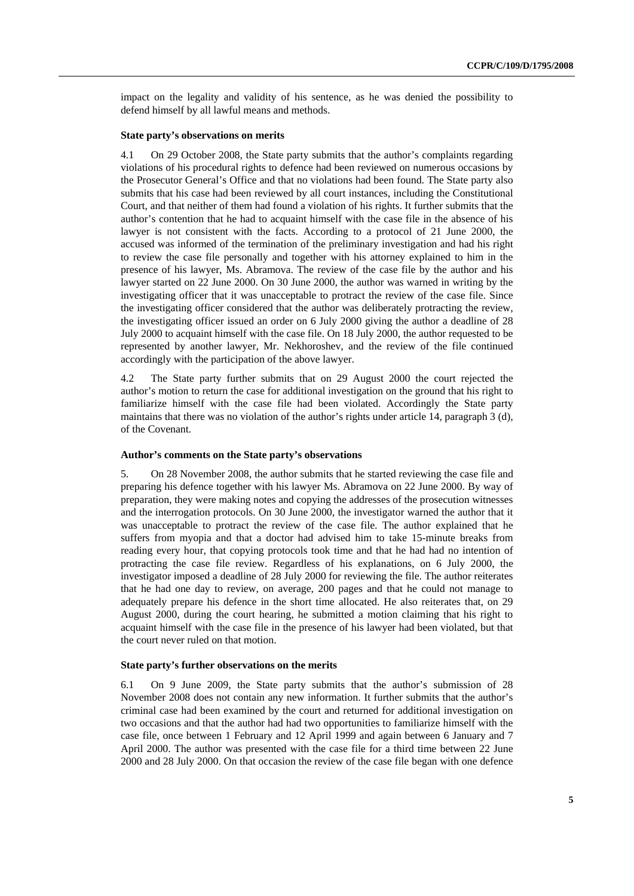impact on the legality and validity of his sentence, as he was denied the possibility to defend himself by all lawful means and methods.

**State party's observations on merits**

4.1 On 29 October 2008, the State party submits that the author's complaints regarding violations of his procedural rights to defence had been reviewed on numerous occasions by the Prosecutor General's Office and that no violations had been found. The State party also submits that his case had been reviewed by all court instances, including the Constitutional Court, and that neither of them had found a violation of his rights. It further submits that the author's contention that he had to acquaint himself with the case file in the absence of his lawyer is not consistent with the facts. According to a protocol of 21 June 2000, the accused was informed of the termination of the preliminary investigation and had his right to review the case file personally and together with his attorney explained to him in the presence of his lawyer, Ms. Abramova. The review of the case file by the author and his lawyer started on 22 June 2000. On 30 June 2000, the author was warned in writing by the investigating officer that it was unacceptable to protract the review of the case file. Since the investigating officer considered that the author was deliberately protracting the review, the investigating officer issued an order on 6 July 2000 giving the author a deadline of 28 July 2000 to acquaint himself with the case file. On 18 July 2000, the author requested to be represented by another lawyer, Mr. Nekhoroshev, and the review of the file continued accordingly with the participation of the above lawyer.

4.2 The State party further submits that on 29 August 2000 the court rejected the author's motion to return the case for additional investigation on the ground that his right to familiarize himself with the case file had been violated. Accordingly the State party maintains that there was no violation of the author's rights under article 14, paragraph 3 (d), of the Covenant.

**Author's comments on the State party's observations**

5. On 28 November 2008, the author submits that he started reviewing the case file and preparing his defence together with his lawyer Ms. Abramova on 22 June 2000. By way of preparation, they were making notes and copying the addresses of the prosecution witnesses and the interrogation protocols. On 30 June 2000, the investigator warned the author that it was unacceptable to protract the review of the case file. The author explained that he suffers from myopia and that a doctor had advised him to take 15-minute breaks from reading every hour, that copying protocols took time and that he had had no intention of protracting the case file review. Regardless of his explanations, on 6 July 2000, the investigator imposed a deadline of 28 July 2000 for reviewing the file. The author reiterates that he had one day to review, on average, 200 pages and that he could not manage to adequately prepare his defence in the short time allocated. He also reiterates that, on 29 August 2000, during the court hearing, he submitted a motion claiming that his right to acquaint himself with the case file in the presence of his lawyer had been violated, but that the court never ruled on that motion.

**State party's further observations on the merits**

6.1 On 9 June 2009, the State party submits that the author's submission of 28 November 2008 does not contain any new information. It further submits that the author's criminal case had been examined by the court and returned for additional investigation on two occasions and that the author had had two opportunities to familiarize himself with the case file, once between 1 February and 12 April 1999 and again between 6 January and 7 April 2000. The author was presented with the case file for a third time between 22 June 2000 and 28 July 2000. On that occasion the review of the case file began with one defence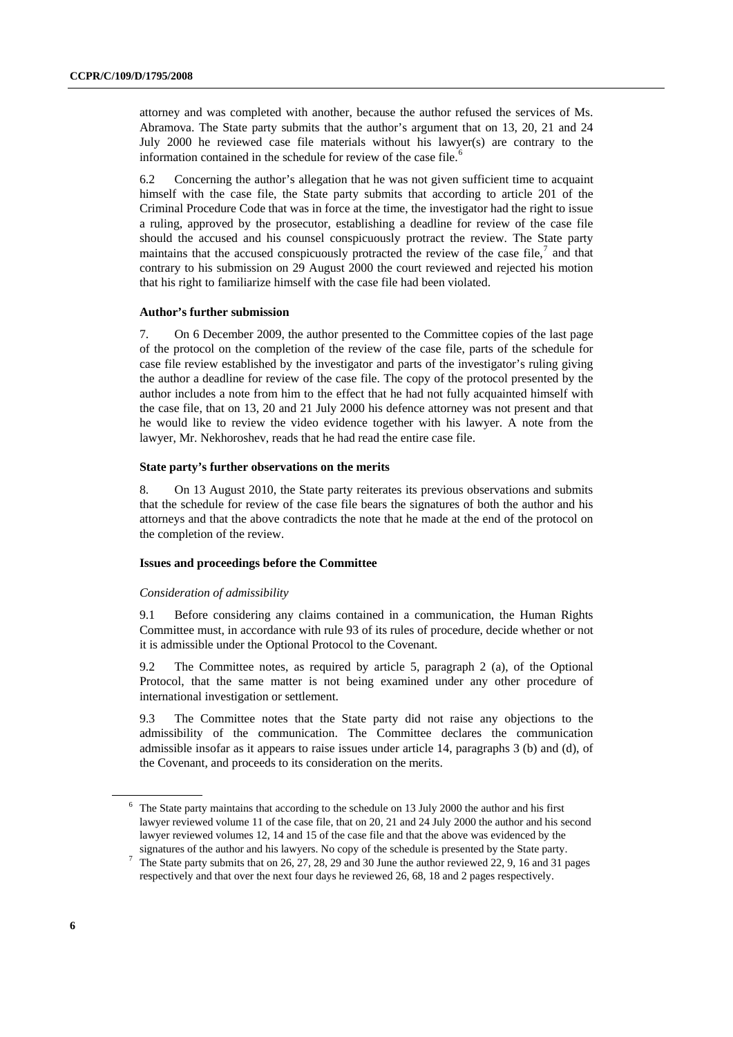attorney and was completed with another, because the author refused the services of Ms. Abramova. The State party submits that the author's argument that on 13, 20, 21 and 24 July 2000 he reviewed case file materials without his lawyer(s) are contrary to the information contained in the schedule for review of the case file.[6]

6.2 Concerning the author's allegation that he was not given sufficient time to acquaint himself with the case file, the State party submits that according to article 201 of the Criminal Procedure Code that was in force at the time, the investigator had the right to issue a ruling, approved by the prosecutor, establishing a deadline for review of the case file should the accused and his counsel conspicuously protract the review. The State party maintains that the accused conspicuously protracted the review of the case file,[7] and that contrary to his submission on 29 August 2000 the court reviewed and rejected his motion that his right to familiarize himself with the case file had been violated.

### Author's further submission

7. On 6 December 2009, the author presented to the Committee copies of the last page of the protocol on the completion of the review of the case file, parts of the schedule for case file review established by the investigator and parts of the investigator's ruling giving the author a deadline for review of the case file. The copy of the protocol presented by the author includes a note from him to the effect that he had not fully acquainted himself with the case file, that on 13, 20 and 21 July 2000 his defence attorney was not present and that he would like to review the video evidence together with his lawyer. A note from the lawyer, Mr. Nekhoroshev, reads that he had read the entire case file.

### State party's further observations on the merits

8. On 13 August 2010, the State party reiterates its previous observations and submits that the schedule for review of the case file bears the signatures of both the author and his attorneys and that the above contradicts the note that he made at the end of the protocol on the completion of the review.

### Issues and proceedings before the Committee

*Consideration of admissibility*

9.1 Before considering any claims contained in a communication, the Human Rights Committee must, in accordance with rule 93 of its rules of procedure, decide whether or not it is admissible under the Optional Protocol to the Covenant.

9.2 The Committee notes, as required by article 5, paragraph 2 (a), of the Optional Protocol, that the same matter is not being examined under any other procedure of international investigation or settlement.

9.3 The Committee notes that the State party did not raise any objections to the admissibility of the communication. The Committee declares the communication admissible insofar as it appears to raise issues under article 14, paragraphs 3 (b) and (d), of the Covenant, and proceeds to its consideration on the merits.

---

[6] The State party maintains that according to the schedule on 13 July 2000 the author and his first lawyer reviewed volume 11 of the case file, that on 20, 21 and 24 July 2000 the author and his second lawyer reviewed volumes 12, 14 and 15 of the case file and that the above was evidenced by the signatures of the author and his lawyers. No copy of the schedule is presented by the State party.

[7] The State party submits that on 26, 27, 28, 29 and 30 June the author reviewed 22, 9, 16 and 31 pages respectively and that over the next four days he reviewed 26, 68, 18 and 2 pages respectively.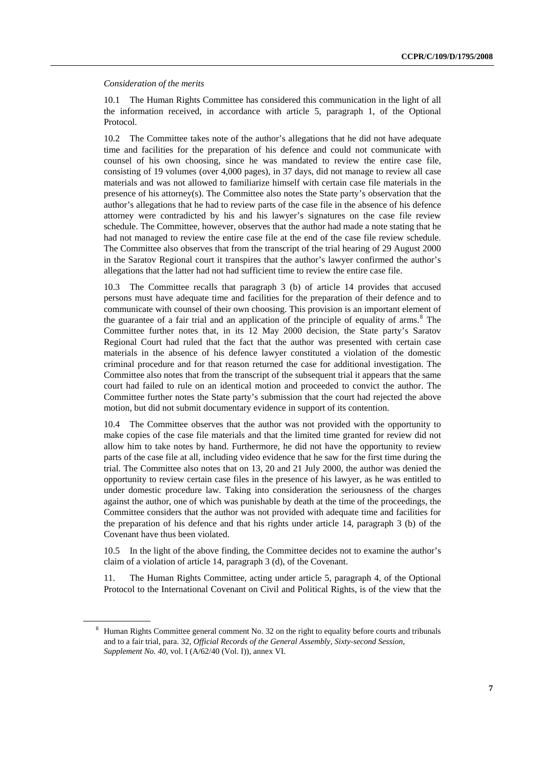*Consideration of the merits*

10.1 The Human Rights Committee has considered this communication in the light of all the information received, in accordance with article 5, paragraph 1, of the Optional Protocol.

10.2 The Committee takes note of the author's allegations that he did not have adequate time and facilities for the preparation of his defence and could not communicate with counsel of his own choosing, since he was mandated to review the entire case file, consisting of 19 volumes (over 4,000 pages), in 37 days, did not manage to review all case materials and was not allowed to familiarize himself with certain case file materials in the presence of his attorney(s). The Committee also notes the State party's observation that the author's allegations that he had to review parts of the case file in the absence of his defence attorney were contradicted by his and his lawyer's signatures on the case file review schedule. The Committee, however, observes that the author had made a note stating that he had not managed to review the entire case file at the end of the case file review schedule. The Committee also observes that from the transcript of the trial hearing of 29 August 2000 in the Saratov Regional court it transpires that the author's lawyer confirmed the author's allegations that the latter had not had sufficient time to review the entire case file.

10.3 The Committee recalls that paragraph 3 (b) of article 14 provides that accused persons must have adequate time and facilities for the preparation of their defence and to communicate with counsel of their own choosing. This provision is an important element of the guarantee of a fair trial and an application of the principle of equality of arms.[8] The Committee further notes that, in its 12 May 2000 decision, the State party's Saratov Regional Court had ruled that the fact that the author was presented with certain case materials in the absence of his defence lawyer constituted a violation of the domestic criminal procedure and for that reason returned the case for additional investigation. The Committee also notes that from the transcript of the subsequent trial it appears that the same court had failed to rule on an identical motion and proceeded to convict the author. The Committee further notes the State party's submission that the court had rejected the above motion, but did not submit documentary evidence in support of its contention.

10.4 The Committee observes that the author was not provided with the opportunity to make copies of the case file materials and that the limited time granted for review did not allow him to take notes by hand. Furthermore, he did not have the opportunity to review parts of the case file at all, including video evidence that he saw for the first time during the trial. The Committee also notes that on 13, 20 and 21 July 2000, the author was denied the opportunity to review certain case files in the presence of his lawyer, as he was entitled to under domestic procedure law. Taking into consideration the seriousness of the charges against the author, one of which was punishable by death at the time of the proceedings, the Committee considers that the author was not provided with adequate time and facilities for the preparation of his defence and that his rights under article 14, paragraph 3 (b) of the Covenant have thus been violated.

10.5 In the light of the above finding, the Committee decides not to examine the author's claim of a violation of article 14, paragraph 3 (d), of the Covenant.

11. The Human Rights Committee, acting under article 5, paragraph 4, of the Optional Protocol to the International Covenant on Civil and Political Rights, is of the view that the

---

[8] Human Rights Committee general comment No. 32 on the right to equality before courts and tribunals and to a fair trial, para. 32, *Official Records of the General Assembly, Sixty-second Session, Supplement No. 40*, vol. I (A/62/40 (Vol. I)), annex VI.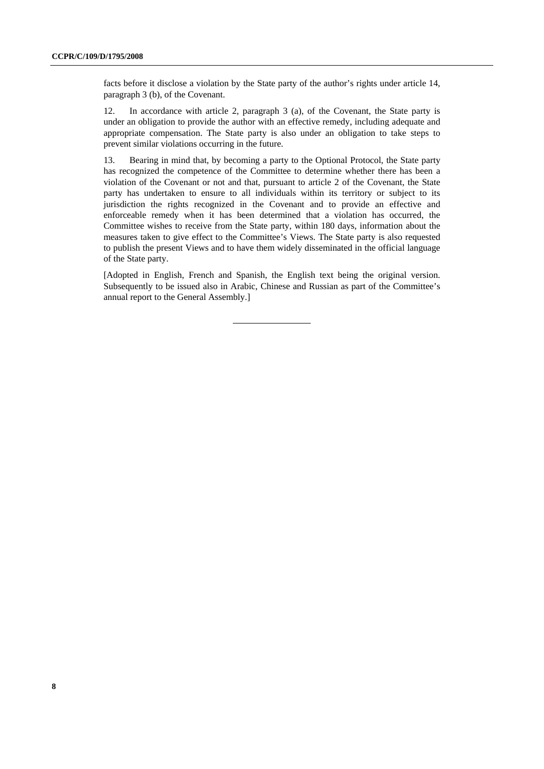facts before it disclose a violation by the State party of the author's rights under article 14, paragraph 3 (b), of the Covenant.

12. In accordance with article 2, paragraph 3 (a), of the Covenant, the State party is under an obligation to provide the author with an effective remedy, including adequate and appropriate compensation. The State party is also under an obligation to take steps to prevent similar violations occurring in the future.

13. Bearing in mind that, by becoming a party to the Optional Protocol, the State party has recognized the competence of the Committee to determine whether there has been a violation of the Covenant or not and that, pursuant to article 2 of the Covenant, the State party has undertaken to ensure to all individuals within its territory or subject to its jurisdiction the rights recognized in the Covenant and to provide an effective and enforceable remedy when it has been determined that a violation has occurred, the Committee wishes to receive from the State party, within 180 days, information about the measures taken to give effect to the Committee's Views. The State party is also requested to publish the present Views and to have them widely disseminated in the official language of the State party.

[Adopted in English, French and Spanish, the English text being the original version. Subsequently to be issued also in Arabic, Chinese and Russian as part of the Committee's annual report to the General Assembly.]